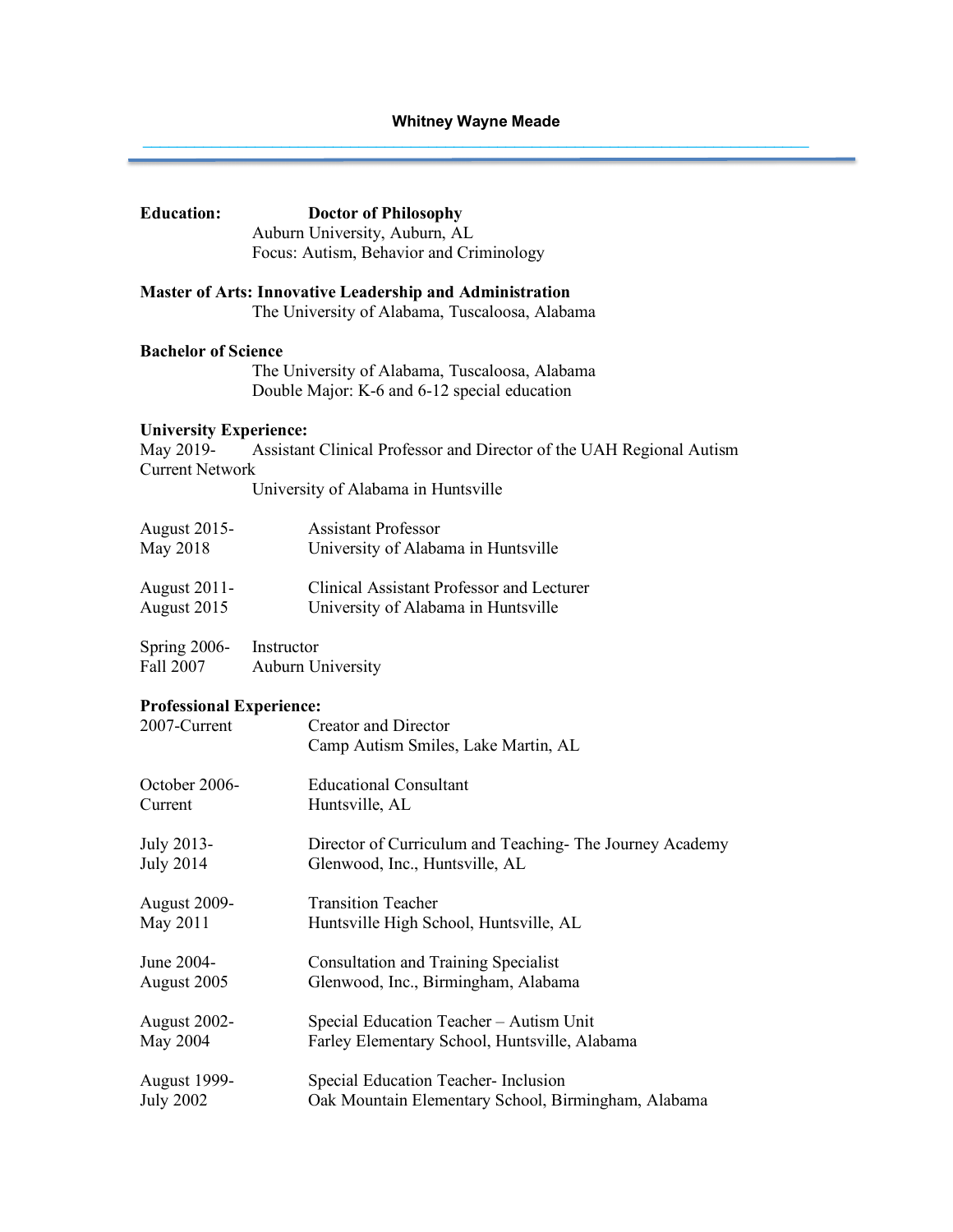# Whitney Wayne Meade

**Education:** **Doctor of Philosophy**
Auburn University, Auburn, AL
Focus: Autism, Behavior and Criminology

**Master of Arts: Innovative Leadership and Administration**
The University of Alabama, Tuscaloosa, Alabama

**Bachelor of Science**
The University of Alabama, Tuscaloosa, Alabama
Double Major: K-6 and 6-12 special education

**University Experience:**

May 2019-Current — Assistant Clinical Professor and Director of the UAH Regional Autism Network
University of Alabama in Huntsville

August 2015-May 2018 — Assistant Professor
University of Alabama in Huntsville

August 2011-August 2015 — Clinical Assistant Professor and Lecturer
University of Alabama in Huntsville

Spring 2006-Fall 2007 — Instructor
Auburn University

**Professional Experience:**

2007-Current — Creator and Director
Camp Autism Smiles, Lake Martin, AL

October 2006-Current — Educational Consultant
Huntsville, AL

July 2013-July 2014 — Director of Curriculum and Teaching- The Journey Academy
Glenwood, Inc., Huntsville, AL

August 2009-May 2011 — Transition Teacher
Huntsville High School, Huntsville, AL

June 2004-August 2005 — Consultation and Training Specialist
Glenwood, Inc., Birmingham, Alabama

August 2002-May 2004 — Special Education Teacher – Autism Unit
Farley Elementary School, Huntsville, Alabama

August 1999-July 2002 — Special Education Teacher- Inclusion
Oak Mountain Elementary School, Birmingham, Alabama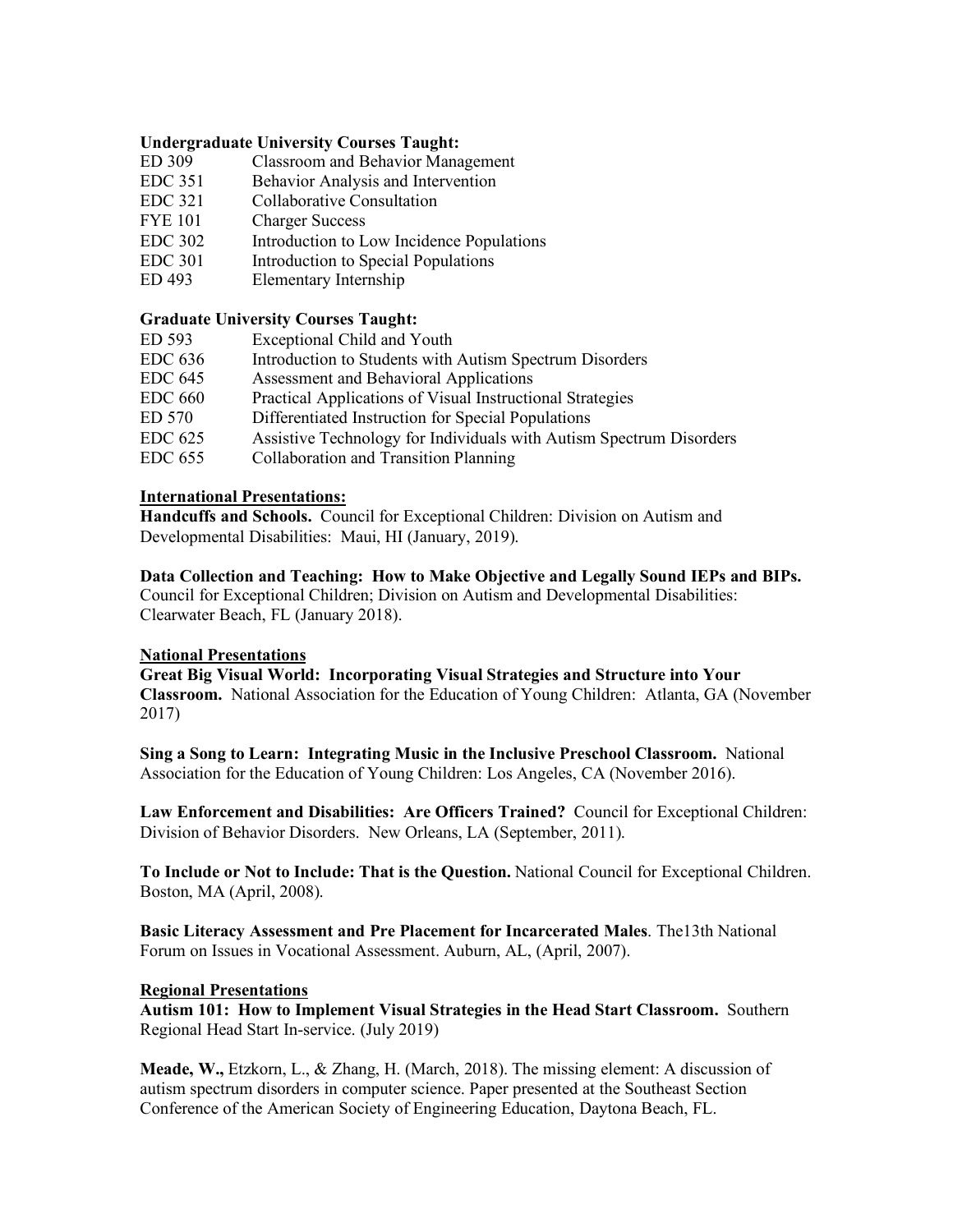**Undergraduate University Courses Taught:**

| | |
|---|---|
| ED 309 | Classroom and Behavior Management |
| EDC 351 | Behavior Analysis and Intervention |
| EDC 321 | Collaborative Consultation |
| FYE 101 | Charger Success |
| EDC 302 | Introduction to Low Incidence Populations |
| EDC 301 | Introduction to Special Populations |
| ED 493 | Elementary Internship |

**Graduate University Courses Taught:**

| | |
|---|---|
| ED 593 | Exceptional Child and Youth |
| EDC 636 | Introduction to Students with Autism Spectrum Disorders |
| EDC 645 | Assessment and Behavioral Applications |
| EDC 660 | Practical Applications of Visual Instructional Strategies |
| ED 570 | Differentiated Instruction for Special Populations |
| EDC 625 | Assistive Technology for Individuals with Autism Spectrum Disorders |
| EDC 655 | Collaboration and Transition Planning |

**International Presentations:**

**Handcuffs and Schools.** Council for Exceptional Children: Division on Autism and Developmental Disabilities: Maui, HI (January, 2019).

**Data Collection and Teaching: How to Make Objective and Legally Sound IEPs and BIPs.** Council for Exceptional Children; Division on Autism and Developmental Disabilities: Clearwater Beach, FL (January 2018).

**National Presentations**

**Great Big Visual World: Incorporating Visual Strategies and Structure into Your Classroom.** National Association for the Education of Young Children: Atlanta, GA (November 2017)

**Sing a Song to Learn: Integrating Music in the Inclusive Preschool Classroom.** National Association for the Education of Young Children: Los Angeles, CA (November 2016).

**Law Enforcement and Disabilities: Are Officers Trained?** Council for Exceptional Children: Division of Behavior Disorders. New Orleans, LA (September, 2011).

**To Include or Not to Include: That is the Question.** National Council for Exceptional Children. Boston, MA (April, 2008).

**Basic Literacy Assessment and Pre Placement for Incarcerated Males**. The13th National Forum on Issues in Vocational Assessment. Auburn, AL, (April, 2007).

**Regional Presentations**

**Autism 101: How to Implement Visual Strategies in the Head Start Classroom.** Southern Regional Head Start In-service. (July 2019)

**Meade, W.,** Etzkorn, L., & Zhang, H. (March, 2018). The missing element: A discussion of autism spectrum disorders in computer science. Paper presented at the Southeast Section Conference of the American Society of Engineering Education, Daytona Beach, FL.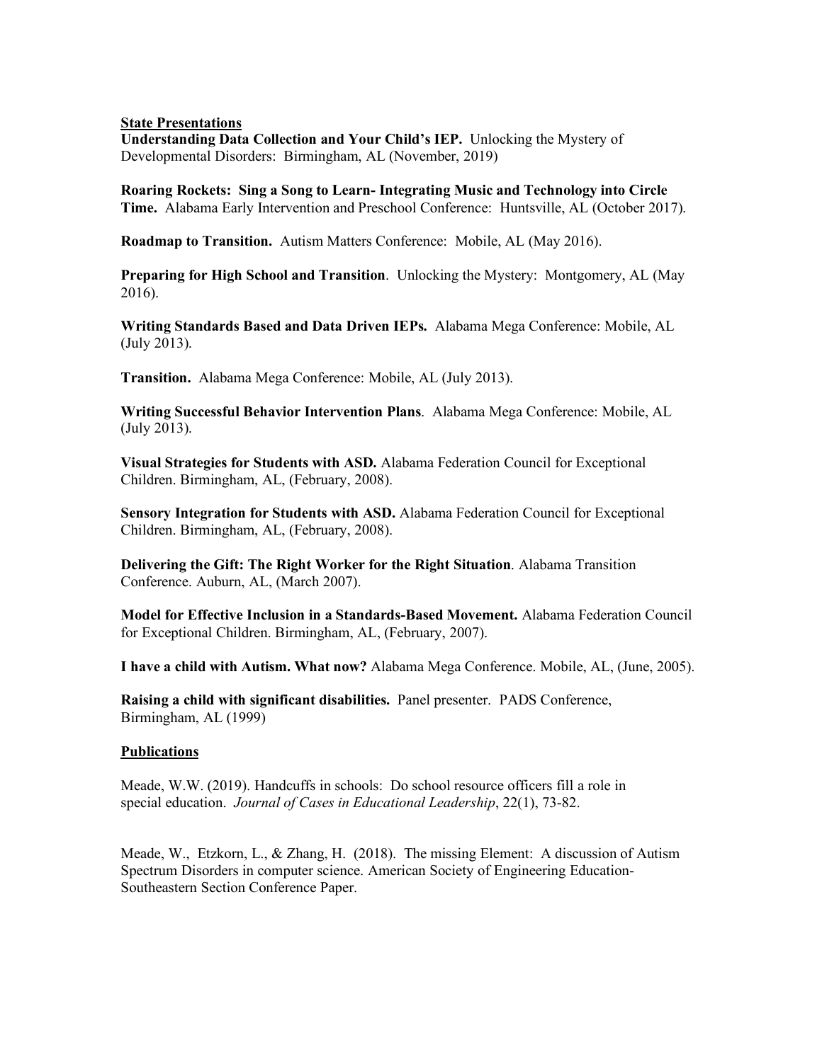**State Presentations**

**Understanding Data Collection and Your Child's IEP.** Unlocking the Mystery of Developmental Disorders: Birmingham, AL (November, 2019)

**Roaring Rockets: Sing a Song to Learn- Integrating Music and Technology into Circle Time.** Alabama Early Intervention and Preschool Conference: Huntsville, AL (October 2017).

**Roadmap to Transition.** Autism Matters Conference: Mobile, AL (May 2016).

**Preparing for High School and Transition**. Unlocking the Mystery: Montgomery, AL (May 2016).

**Writing Standards Based and Data Driven IEPs.** Alabama Mega Conference: Mobile, AL (July 2013).

**Transition.** Alabama Mega Conference: Mobile, AL (July 2013).

**Writing Successful Behavior Intervention Plans**. Alabama Mega Conference: Mobile, AL (July 2013).

**Visual Strategies for Students with ASD.** Alabama Federation Council for Exceptional Children. Birmingham, AL, (February, 2008).

**Sensory Integration for Students with ASD.** Alabama Federation Council for Exceptional Children. Birmingham, AL, (February, 2008).

**Delivering the Gift: The Right Worker for the Right Situation**. Alabama Transition Conference. Auburn, AL, (March 2007).

**Model for Effective Inclusion in a Standards-Based Movement.** Alabama Federation Council for Exceptional Children. Birmingham, AL, (February, 2007).

**I have a child with Autism. What now?** Alabama Mega Conference. Mobile, AL, (June, 2005).

**Raising a child with significant disabilities.** Panel presenter. PADS Conference, Birmingham, AL (1999)

**Publications**

Meade, W.W. (2019). Handcuffs in schools: Do school resource officers fill a role in special education. *Journal of Cases in Educational Leadership*, 22(1), 73-82.

Meade, W., Etzkorn, L., & Zhang, H. (2018). The missing Element: A discussion of Autism Spectrum Disorders in computer science. American Society of Engineering Education-Southeastern Section Conference Paper.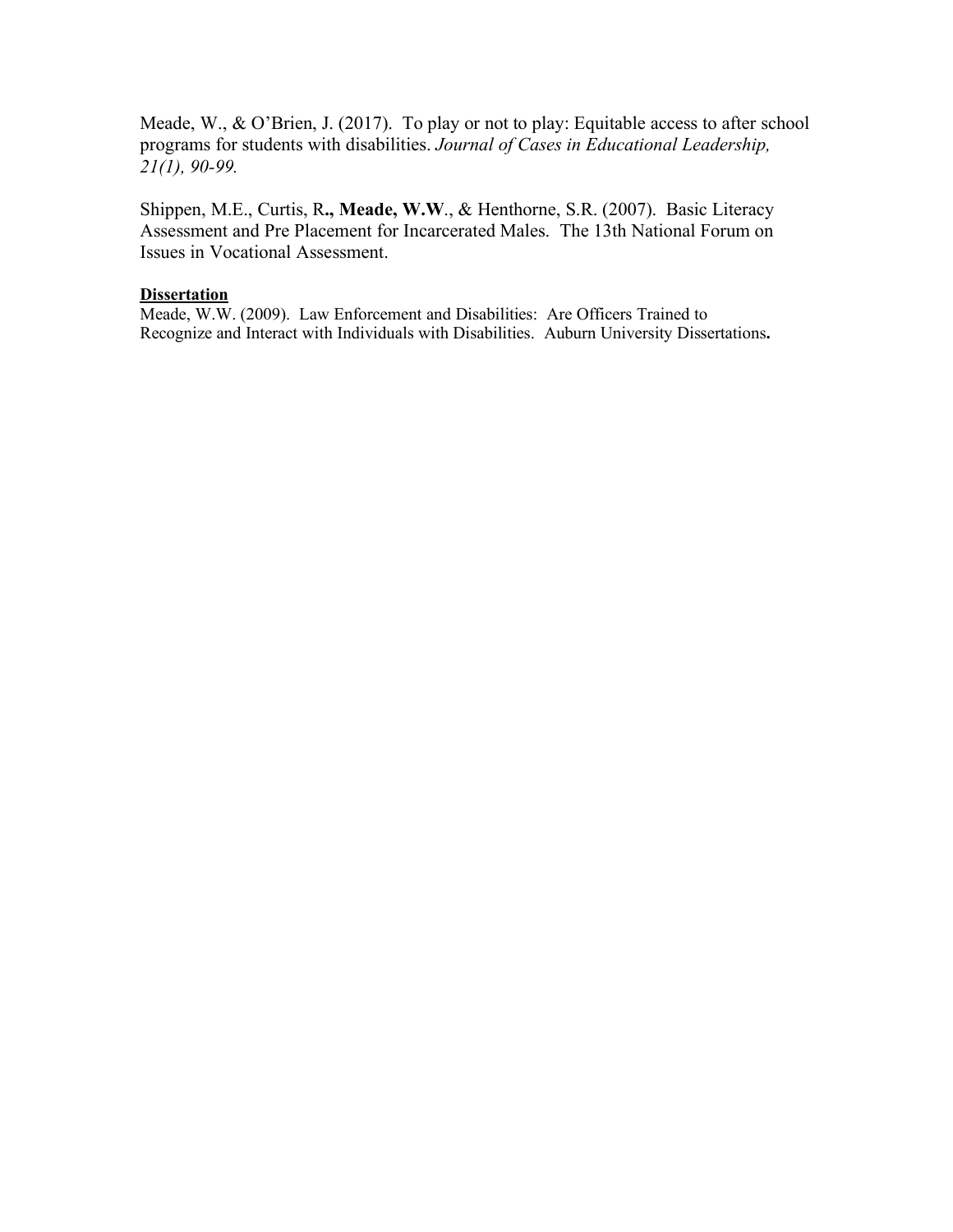Meade, W., & O'Brien, J. (2017). To play or not to play: Equitable access to after school programs for students with disabilities. *Journal of Cases in Educational Leadership, 21(1), 90-99.*

Shippen, M.E., Curtis, R**., Meade, W.W**., & Henthorne, S.R. (2007). Basic Literacy Assessment and Pre Placement for Incarcerated Males. The 13th National Forum on Issues in Vocational Assessment.

<u>**Dissertation**</u>

Meade, W.W. (2009). Law Enforcement and Disabilities: Are Officers Trained to Recognize and Interact with Individuals with Disabilities. Auburn University Dissertations**.**